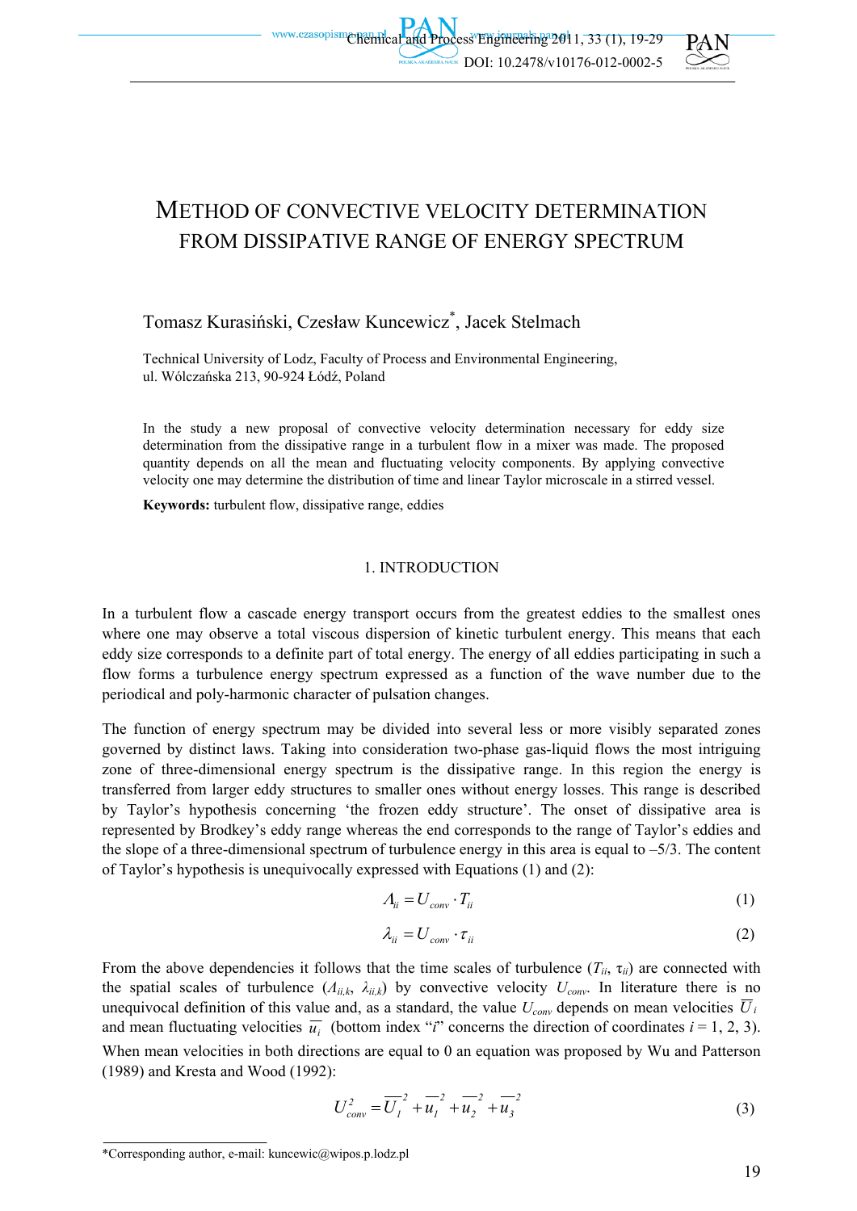# METHOD OF CONVECTIVE VELOCITY DETERMINATION FROM DISSIPATIVE RANGE OF ENERGY SPECTRUM

Tomasz Kurasiński, Czesław Kuncewicz*, Jacek Stelmach

Technical University of Lodz, Faculty of Process and Environmental Engineering, ul. Wólczańska 213, 90-924 Łódź, Poland

In the study a new proposal of convective velocity determination necessary for eddy size determination from the dissipative range in a turbulent flow in a mixer was made. The proposed quantity depends on all the mean and fluctuating velocity components. By applying convective velocity one may determine the distribution of time and linear Taylor microscale in a stirred vessel.

**Keywords:** turbulent flow, dissipative range, eddies

## 1. INTRODUCTION

In a turbulent flow a cascade energy transport occurs from the greatest eddies to the smallest ones where one may observe a total viscous dispersion of kinetic turbulent energy. This means that each eddy size corresponds to a definite part of total energy. The energy of all eddies participating in such a flow forms a turbulence energy spectrum expressed as a function of the wave number due to the periodical and poly-harmonic character of pulsation changes.

The function of energy spectrum may be divided into several less or more visibly separated zones governed by distinct laws. Taking into consideration two-phase gas-liquid flows the most intriguing zone of three-dimensional energy spectrum is the dissipative range. In this region the energy is transferred from larger eddy structures to smaller ones without energy losses. This range is described by Taylor's hypothesis concerning 'the frozen eddy structure'. The onset of dissipative area is represented by Brodkey's eddy range whereas the end corresponds to the range of Taylor's eddies and the slope of a three-dimensional spectrum of turbulence energy in this area is equal to –5/3. The content of Taylor's hypothesis is unequivocally expressed with Equations (1) and (2):

$$\Lambda_{ii} = U_{conv} \cdot T_{ii} \tag{1}$$

$$\lambda_{ii} = U_{conv} \cdot \tau_{ii} \tag{2}$$

From the above dependencies it follows that the time scales of turbulence ($T_{ii}$, $\tau_{ii}$) are connected with the spatial scales of turbulence ($\Lambda_{ii,k}$, $\lambda_{ii,k}$) by convective velocity $U_{conv}$. In literature there is no unequivocal definition of this value and, as a standard, the value $U_{conv}$ depends on mean velocities $\overline{U}_i$ and mean fluctuating velocities $\overline{u_i}$ (bottom index "$i$" concerns the direction of coordinates $i = 1, 2, 3$). When mean velocities in both directions are equal to 0 an equation was proposed by Wu and Patterson (1989) and Kresta and Wood (1992):

$$U_{conv}^2 = \overline{U_1}^2 + \overline{u_1}^2 + \overline{u_2}^2 + \overline{u_3}^2 \tag{3}$$

*Corresponding author, e-mail: kuncewic@wipos.p.lodz.pl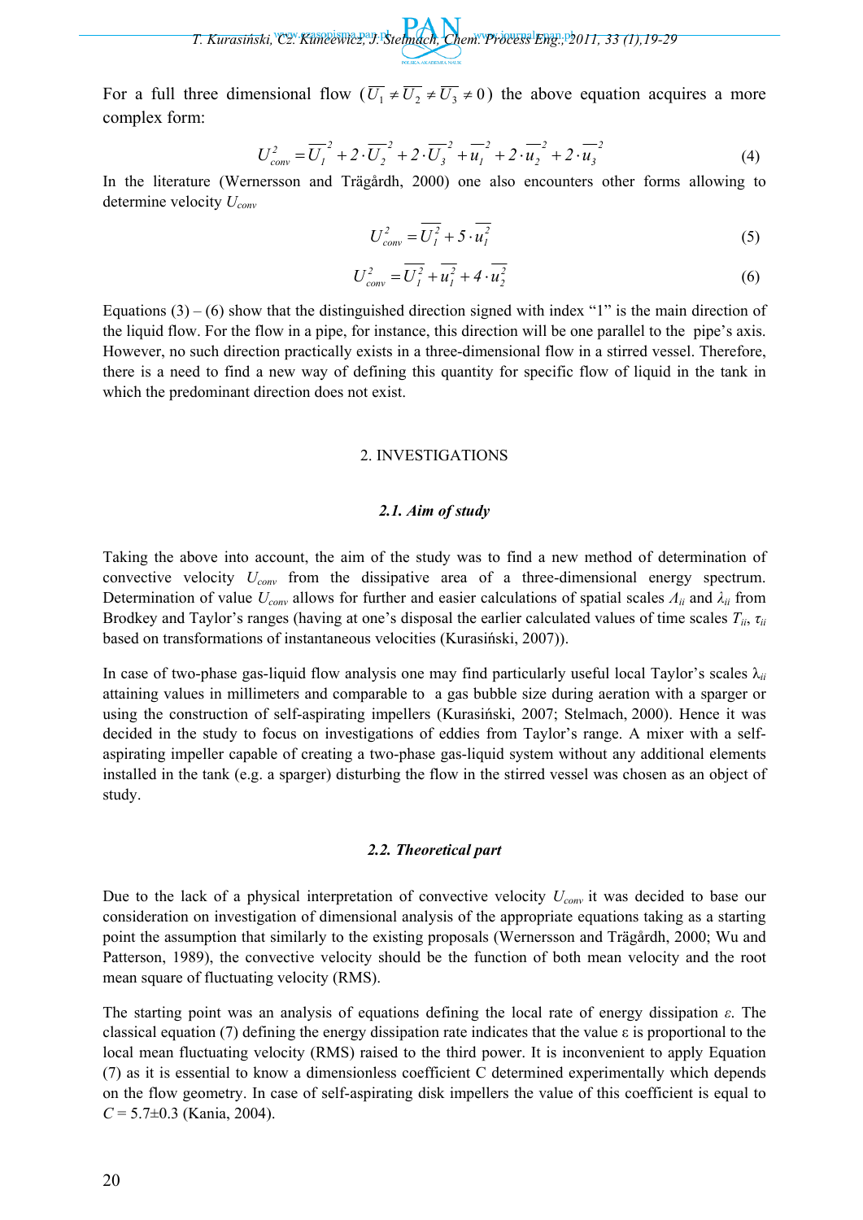For a full three dimensional flow ($\overline{U_1} \neq \overline{U_2} \neq \overline{U_3} \neq 0$) the above equation acquires a more complex form:

$$U_{conv}^2 = \overline{U_1}^2 + 2 \cdot \overline{U_2}^2 + 2 \cdot \overline{U_3}^2 + \overline{u_1}^2 + 2 \cdot \overline{u_2}^2 + 2 \cdot \overline{u_3}^2 \tag{4}$$

In the literature (Wernersson and Trägårdh, 2000) one also encounters other forms allowing to determine velocity $U_{conv}$

$$U_{conv}^2 = \overline{U_1^2} + 5 \cdot \overline{u_1^2} \tag{5}$$

$$U_{conv}^2 = \overline{U_1^2} + \overline{u_1^2} + 4 \cdot \overline{u_2^2} \tag{6}$$

Equations (3) – (6) show that the distinguished direction signed with index "1" is the main direction of the liquid flow. For the flow in a pipe, for instance, this direction will be one parallel to the pipe's axis. However, no such direction practically exists in a three-dimensional flow in a stirred vessel. Therefore, there is a need to find a new way of defining this quantity for specific flow of liquid in the tank in which the predominant direction does not exist.

## 2. INVESTIGATIONS

### *2.1. Aim of study*

Taking the above into account, the aim of the study was to find a new method of determination of convective velocity $U_{conv}$ from the dissipative area of a three-dimensional energy spectrum. Determination of value $U_{conv}$ allows for further and easier calculations of spatial scales $\Lambda_{ii}$ and $\lambda_{ii}$ from Brodkey and Taylor's ranges (having at one's disposal the earlier calculated values of time scales $T_{ii}$, $\tau_{ii}$ based on transformations of instantaneous velocities (Kurasiński, 2007)).

In case of two-phase gas-liquid flow analysis one may find particularly useful local Taylor's scales $\lambda_{ii}$ attaining values in millimeters and comparable to a gas bubble size during aeration with a sparger or using the construction of self-aspirating impellers (Kurasiński, 2007; Stelmach, 2000). Hence it was decided in the study to focus on investigations of eddies from Taylor's range. A mixer with a self-aspirating impeller capable of creating a two-phase gas-liquid system without any additional elements installed in the tank (e.g. a sparger) disturbing the flow in the stirred vessel was chosen as an object of study.

### *2.2. Theoretical part*

Due to the lack of a physical interpretation of convective velocity $U_{conv}$ it was decided to base our consideration on investigation of dimensional analysis of the appropriate equations taking as a starting point the assumption that similarly to the existing proposals (Wernersson and Trägårdh, 2000; Wu and Patterson, 1989), the convective velocity should be the function of both mean velocity and the root mean square of fluctuating velocity (RMS).

The starting point was an analysis of equations defining the local rate of energy dissipation $\varepsilon$. The classical equation (7) defining the energy dissipation rate indicates that the value $\varepsilon$ is proportional to the local mean fluctuating velocity (RMS) raised to the third power. It is inconvenient to apply Equation (7) as it is essential to know a dimensionless coefficient C determined experimentally which depends on the flow geometry. In case of self-aspirating disk impellers the value of this coefficient is equal to $C = 5.7 \pm 0.3$ (Kania, 2004).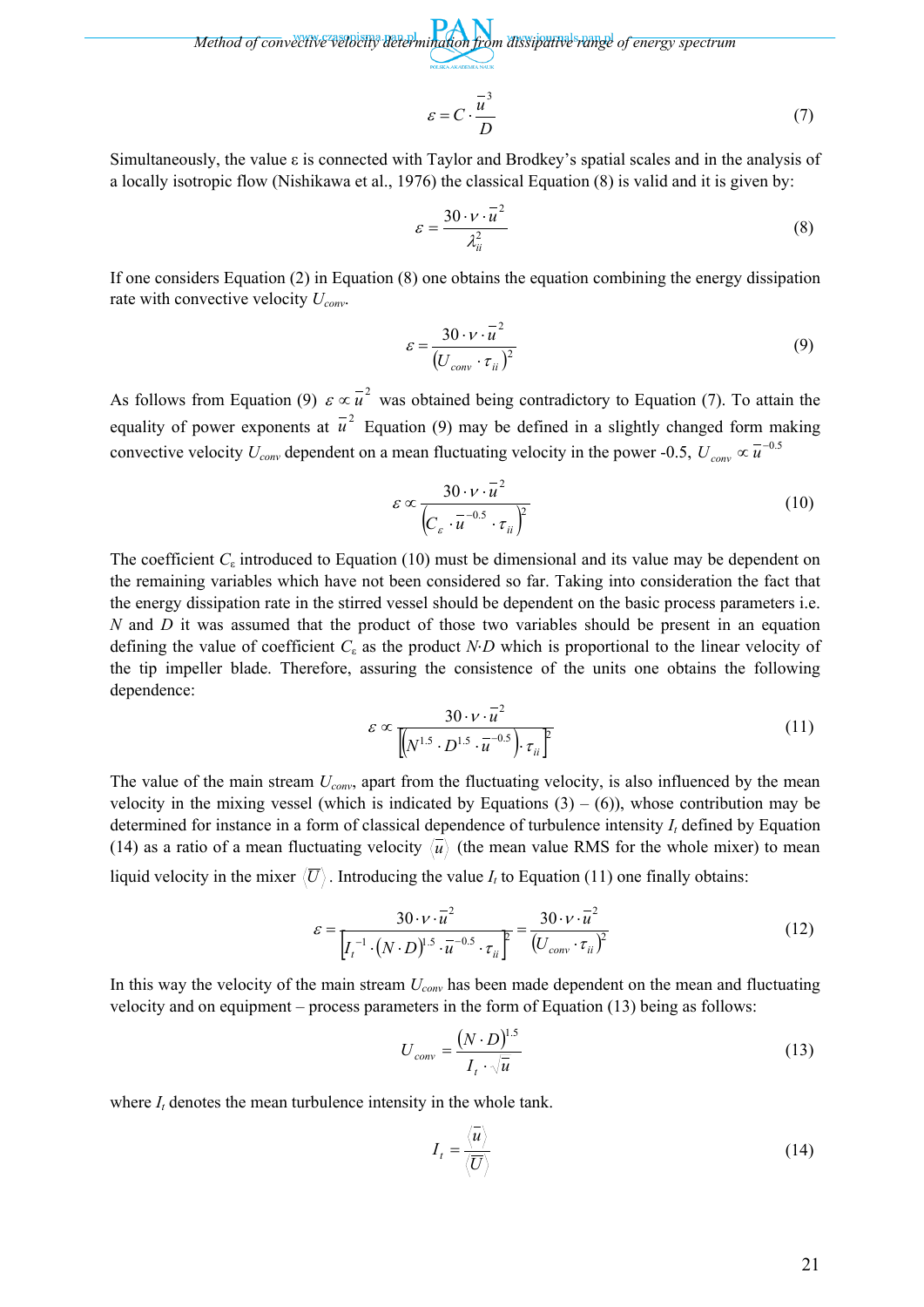$$\varepsilon = C \cdot \frac{\bar{u}^3}{D} \tag{7}$$

Simultaneously, the value ε is connected with Taylor and Brodkey's spatial scales and in the analysis of a locally isotropic flow (Nishikawa et al., 1976) the classical Equation (8) is valid and it is given by:

$$\varepsilon = \frac{30 \cdot \nu \cdot \bar{u}^2}{\lambda_{ii}^2} \tag{8}$$

If one considers Equation (2) in Equation (8) one obtains the equation combining the energy dissipation rate with convective velocity $U_{conv}$.

$$\varepsilon = \frac{30 \cdot \nu \cdot \bar{u}^2}{\left(U_{conv} \cdot \tau_{ii}\right)^2} \tag{9}$$

As follows from Equation (9) $\varepsilon \propto \bar{u}^2$ was obtained being contradictory to Equation (7). To attain the equality of power exponents at $\bar{u}^2$ Equation (9) may be defined in a slightly changed form making convective velocity $U_{conv}$ dependent on a mean fluctuating velocity in the power -0.5, $U_{conv} \propto \bar{u}^{-0.5}$

$$\varepsilon \propto \frac{30 \cdot \nu \cdot \bar{u}^2}{\left(C_\varepsilon \cdot \bar{u}^{-0.5} \cdot \tau_{ii}\right)^2} \tag{10}$$

The coefficient $C_\varepsilon$ introduced to Equation (10) must be dimensional and its value may be dependent on the remaining variables which have not been considered so far. Taking into consideration the fact that the energy dissipation rate in the stirred vessel should be dependent on the basic process parameters i.e. $N$ and $D$ it was assumed that the product of those two variables should be present in an equation defining the value of coefficient $C_\varepsilon$ as the product $N{\cdot}D$ which is proportional to the linear velocity of the tip impeller blade. Therefore, assuring the consistence of the units one obtains the following dependence:

$$\varepsilon \propto \frac{30 \cdot \nu \cdot \bar{u}^2}{\left[\left(N^{1.5} \cdot D^{1.5} \cdot \bar{u}^{-0.5}\right) \cdot \tau_{ii}\right]^2} \tag{11}$$

The value of the main stream $U_{conv}$, apart from the fluctuating velocity, is also influenced by the mean velocity in the mixing vessel (which is indicated by Equations (3) – (6)), whose contribution may be determined for instance in a form of classical dependence of turbulence intensity $I_t$ defined by Equation (14) as a ratio of a mean fluctuating velocity $\langle \bar{u} \rangle$ (the mean value RMS for the whole mixer) to mean liquid velocity in the mixer $\langle \bar{U} \rangle$. Introducing the value $I_t$ to Equation (11) one finally obtains:

$$\varepsilon = \frac{30 \cdot \nu \cdot \bar{u}^2}{\left[I_t^{-1} \cdot (N \cdot D)^{1.5} \cdot \bar{u}^{-0.5} \cdot \tau_{ii}\right]^2} = \frac{30 \cdot \nu \cdot \bar{u}^2}{\left(U_{conv} \cdot \tau_{ii}\right)^2} \tag{12}$$

In this way the velocity of the main stream $U_{conv}$ has been made dependent on the mean and fluctuating velocity and on equipment – process parameters in the form of Equation (13) being as follows:

$$U_{conv} = \frac{(N \cdot D)^{1.5}}{I_t \cdot \sqrt{\bar{u}}} \tag{13}$$

where $I_t$ denotes the mean turbulence intensity in the whole tank.

$$I_t = \frac{\langle \bar{u} \rangle}{\langle \bar{U} \rangle} \tag{14}$$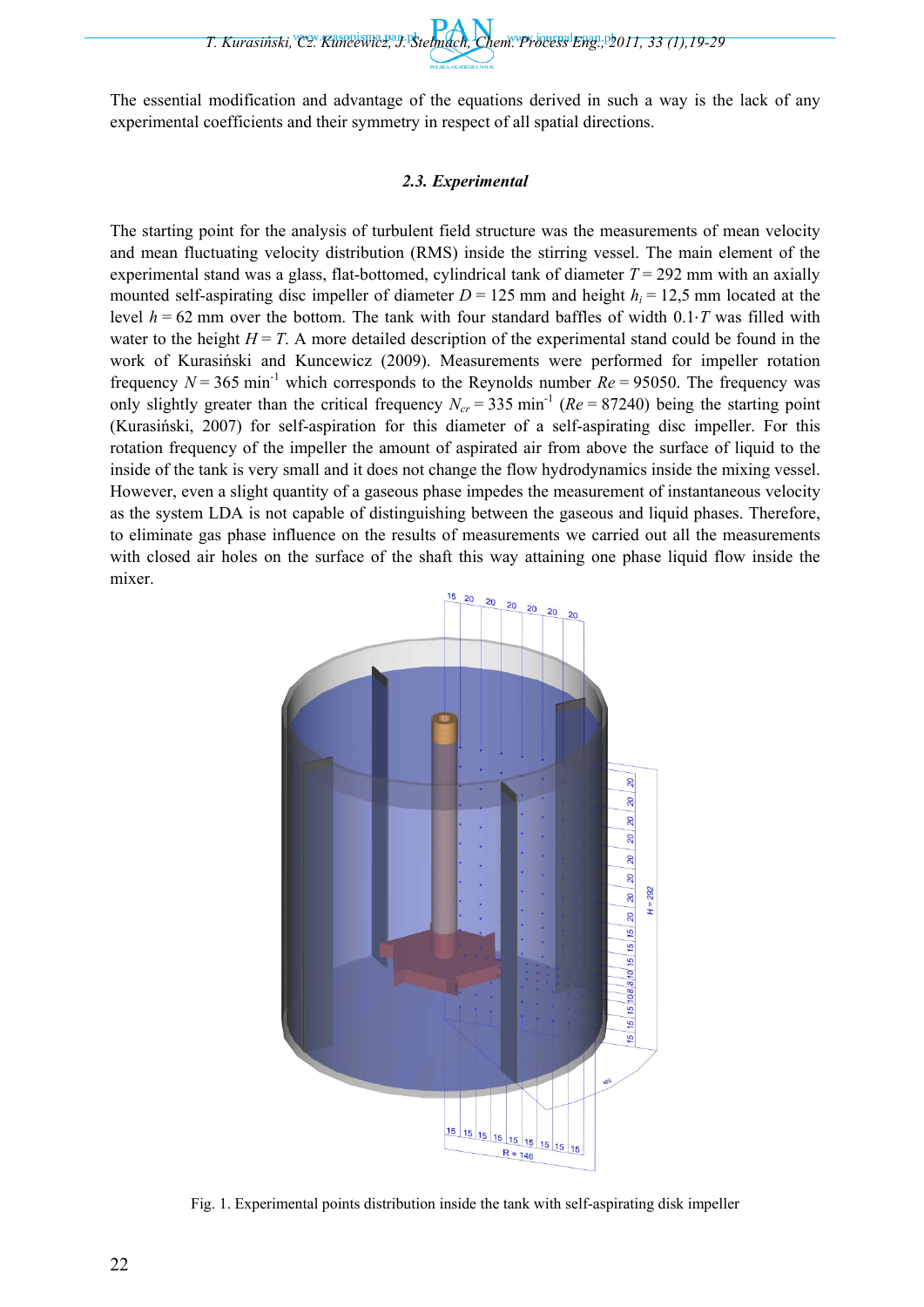The essential modification and advantage of the equations derived in such a way is the lack of any experimental coefficients and their symmetry in respect of all spatial directions.

### 2.3. Experimental

The starting point for the analysis of turbulent field structure was the measurements of mean velocity and mean fluctuating velocity distribution (RMS) inside the stirring vessel. The main element of the experimental stand was a glass, flat-bottomed, cylindrical tank of diameter $T = 292$ mm with an axially mounted self-aspirating disc impeller of diameter $D = 125$ mm and height $h_i = 12{,}5$ mm located at the level $h = 62$ mm over the bottom. The tank with four standard baffles of width $0.1 \cdot T$ was filled with water to the height $H = T$. A more detailed description of the experimental stand could be found in the work of Kurasiński and Kuncewicz (2009). Measurements were performed for impeller rotation frequency $N = 365$ min$^{-1}$ which corresponds to the Reynolds number $Re = 95050$. The frequency was only slightly greater than the critical frequency $N_{cr} = 335$ min$^{-1}$ ($Re = 87240$) being the starting point (Kurasiński, 2007) for self-aspiration for this diameter of a self-aspirating disc impeller. For this rotation frequency of the impeller the amount of aspirated air from above the surface of liquid to the inside of the tank is very small and it does not change the flow hydrodynamics inside the mixing vessel. However, even a slight quantity of a gaseous phase impedes the measurement of instantaneous velocity as the system LDA is not capable of distinguishing between the gaseous and liquid phases. Therefore, to eliminate gas phase influence on the results of measurements we carried out all the measurements with closed air holes on the surface of the shaft this way attaining one phase liquid flow inside the mixer.

Fig. 1. Experimental points distribution inside the tank with self-aspirating disk impeller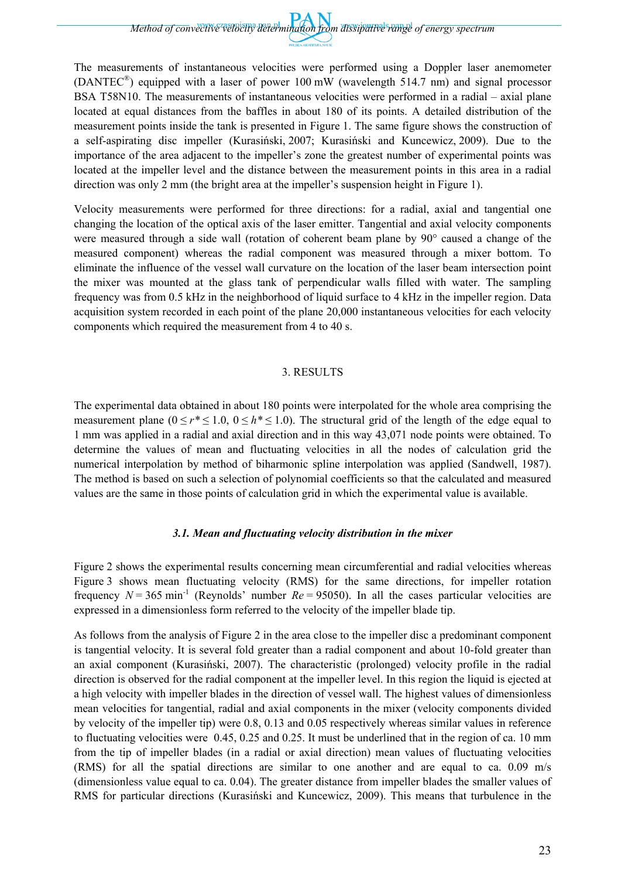The measurements of instantaneous velocities were performed using a Doppler laser anemometer (DANTEC®) equipped with a laser of power 100 mW (wavelength 514.7 nm) and signal processor BSA T58N10. The measurements of instantaneous velocities were performed in a radial – axial plane located at equal distances from the baffles in about 180 of its points. A detailed distribution of the measurement points inside the tank is presented in Figure 1. The same figure shows the construction of a self-aspirating disc impeller (Kurasiński, 2007; Kurasiński and Kuncewicz, 2009). Due to the importance of the area adjacent to the impeller's zone the greatest number of experimental points was located at the impeller level and the distance between the measurement points in this area in a radial direction was only 2 mm (the bright area at the impeller's suspension height in Figure 1).

Velocity measurements were performed for three directions: for a radial, axial and tangential one changing the location of the optical axis of the laser emitter. Tangential and axial velocity components were measured through a side wall (rotation of coherent beam plane by 90° caused a change of the measured component) whereas the radial component was measured through a mixer bottom. To eliminate the influence of the vessel wall curvature on the location of the laser beam intersection point the mixer was mounted at the glass tank of perpendicular walls filled with water. The sampling frequency was from 0.5 kHz in the neighborhood of liquid surface to 4 kHz in the impeller region. Data acquisition system recorded in each point of the plane 20,000 instantaneous velocities for each velocity components which required the measurement from 4 to 40 s.

## 3. RESULTS

The experimental data obtained in about 180 points were interpolated for the whole area comprising the measurement plane ($0 \leq r^* \leq 1.0$, $0 \leq h^* \leq 1.0$). The structural grid of the length of the edge equal to 1 mm was applied in a radial and axial direction and in this way 43,071 node points were obtained. To determine the values of mean and fluctuating velocities in all the nodes of calculation grid the numerical interpolation by method of biharmonic spline interpolation was applied (Sandwell, 1987). The method is based on such a selection of polynomial coefficients so that the calculated and measured values are the same in those points of calculation grid in which the experimental value is available.

### *3.1. Mean and fluctuating velocity distribution in the mixer*

Figure 2 shows the experimental results concerning mean circumferential and radial velocities whereas Figure 3 shows mean fluctuating velocity (RMS) for the same directions, for impeller rotation frequency $N = 365$ min$^{-1}$ (Reynolds' number $Re = 95050$). In all the cases particular velocities are expressed in a dimensionless form referred to the velocity of the impeller blade tip.

As follows from the analysis of Figure 2 in the area close to the impeller disc a predominant component is tangential velocity. It is several fold greater than a radial component and about 10-fold greater than an axial component (Kurasiński, 2007). The characteristic (prolonged) velocity profile in the radial direction is observed for the radial component at the impeller level. In this region the liquid is ejected at a high velocity with impeller blades in the direction of vessel wall. The highest values of dimensionless mean velocities for tangential, radial and axial components in the mixer (velocity components divided by velocity of the impeller tip) were 0.8, 0.13 and 0.05 respectively whereas similar values in reference to fluctuating velocities were 0.45, 0.25 and 0.25. It must be underlined that in the region of ca. 10 mm from the tip of impeller blades (in a radial or axial direction) mean values of fluctuating velocities (RMS) for all the spatial directions are similar to one another and are equal to ca. 0.09 m/s (dimensionless value equal to ca. 0.04). The greater distance from impeller blades the smaller values of RMS for particular directions (Kurasiński and Kuncewicz, 2009). This means that turbulence in the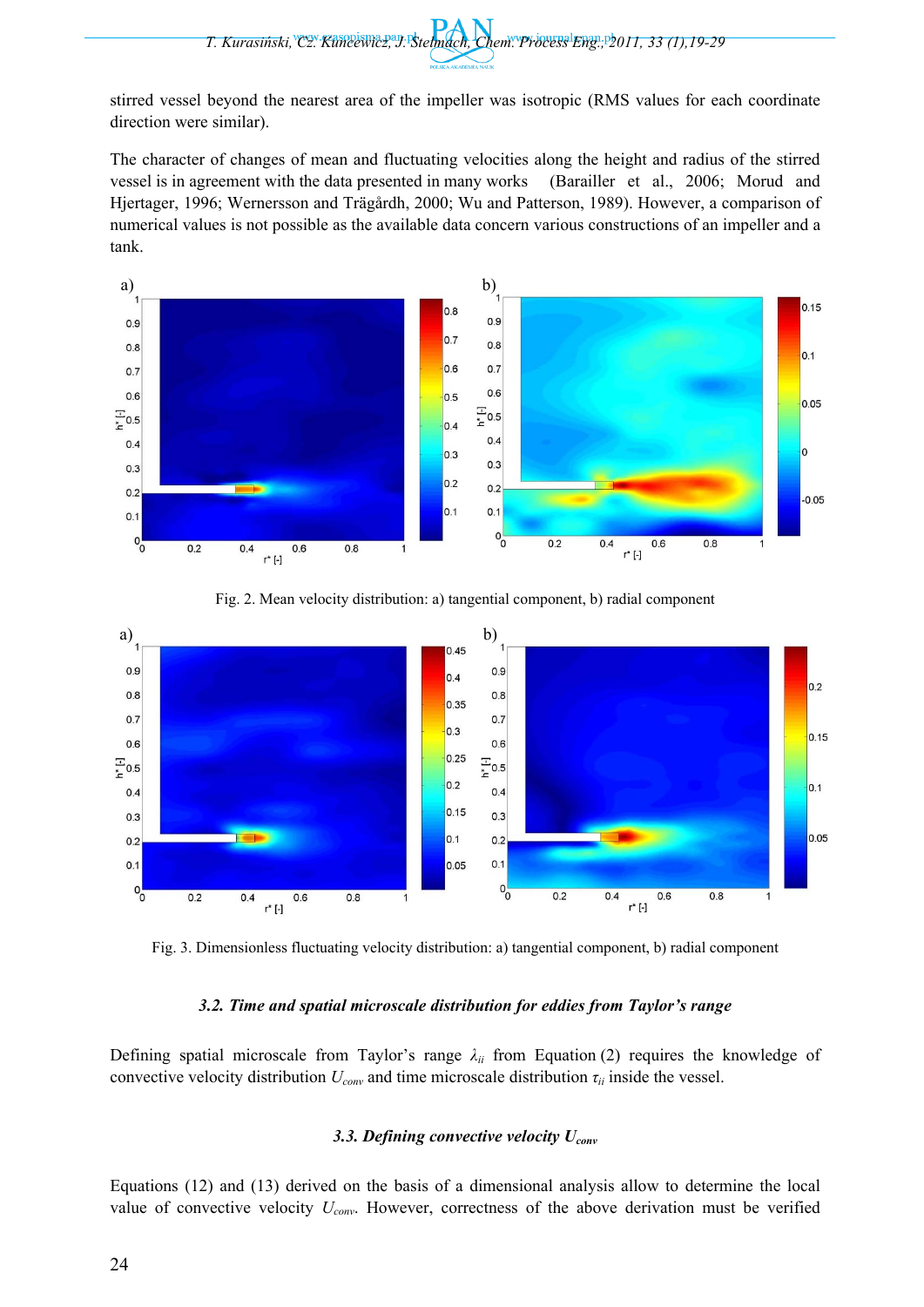stirred vessel beyond the nearest area of the impeller was isotropic (RMS values for each coordinate direction were similar).

The character of changes of mean and fluctuating velocities along the height and radius of the stirred vessel is in agreement with the data presented in many works (Barailler et al., 2006; Morud and Hjertager, 1996; Wernersson and Trägårdh, 2000; Wu and Patterson, 1989). However, a comparison of numerical values is not possible as the available data concern various constructions of an impeller and a tank.

Fig. 2. Mean velocity distribution: a) tangential component, b) radial component

Fig. 3. Dimensionless fluctuating velocity distribution: a) tangential component, b) radial component

### *3.2. Time and spatial microscale distribution for eddies from Taylor's range*

Defining spatial microscale from Taylor's range $\lambda_{ii}$ from Equation (2) requires the knowledge of convective velocity distribution $U_{conv}$ and time microscale distribution $\tau_{ii}$ inside the vessel.

### *3.3. Defining convective velocity $U_{conv}$*

Equations (12) and (13) derived on the basis of a dimensional analysis allow to determine the local value of convective velocity $U_{conv}$. However, correctness of the above derivation must be verified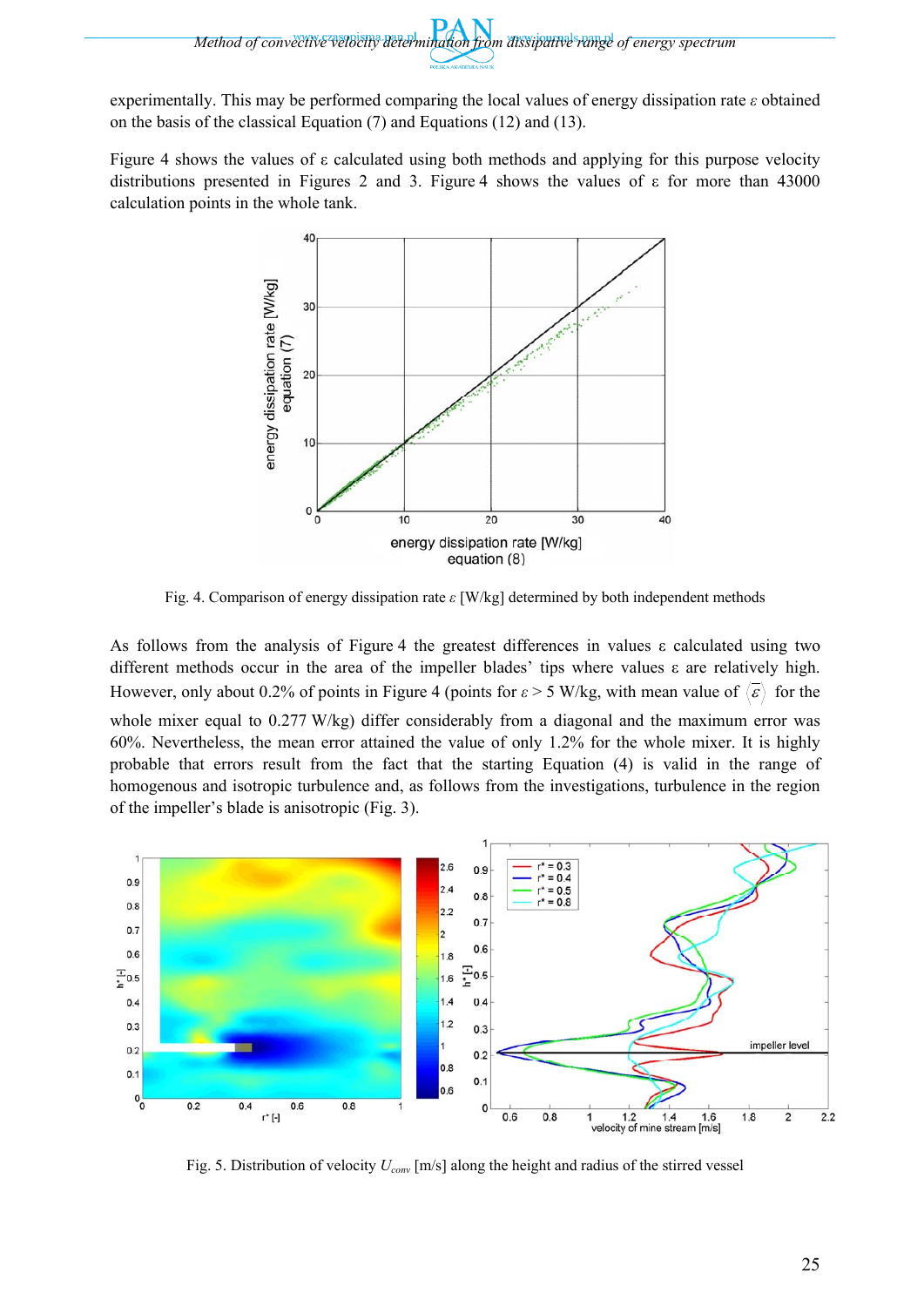experimentally. This may be performed comparing the local values of energy dissipation rate $\varepsilon$ obtained on the basis of the classical Equation (7) and Equations (12) and (13).

Figure 4 shows the values of $\varepsilon$ calculated using both methods and applying for this purpose velocity distributions presented in Figures 2 and 3. Figure 4 shows the values of $\varepsilon$ for more than 43000 calculation points in the whole tank.

Fig. 4. Comparison of energy dissipation rate $\varepsilon$ [W/kg] determined by both independent methods

As follows from the analysis of Figure 4 the greatest differences in values $\varepsilon$ calculated using two different methods occur in the area of the impeller blades' tips where values $\varepsilon$ are relatively high. However, only about 0.2% of points in Figure 4 (points for $\varepsilon > 5$ W/kg, with mean value of $\langle \varepsilon \rangle$ for the whole mixer equal to 0.277 W/kg) differ considerably from a diagonal and the maximum error was 60%. Nevertheless, the mean error attained the value of only 1.2% for the whole mixer. It is highly probable that errors result from the fact that the starting Equation (4) is valid in the range of homogenous and isotropic turbulence and, as follows from the investigations, turbulence in the region of the impeller's blade is anisotropic (Fig. 3).

Fig. 5. Distribution of velocity $U_{conv}$ [m/s] along the height and radius of the stirred vessel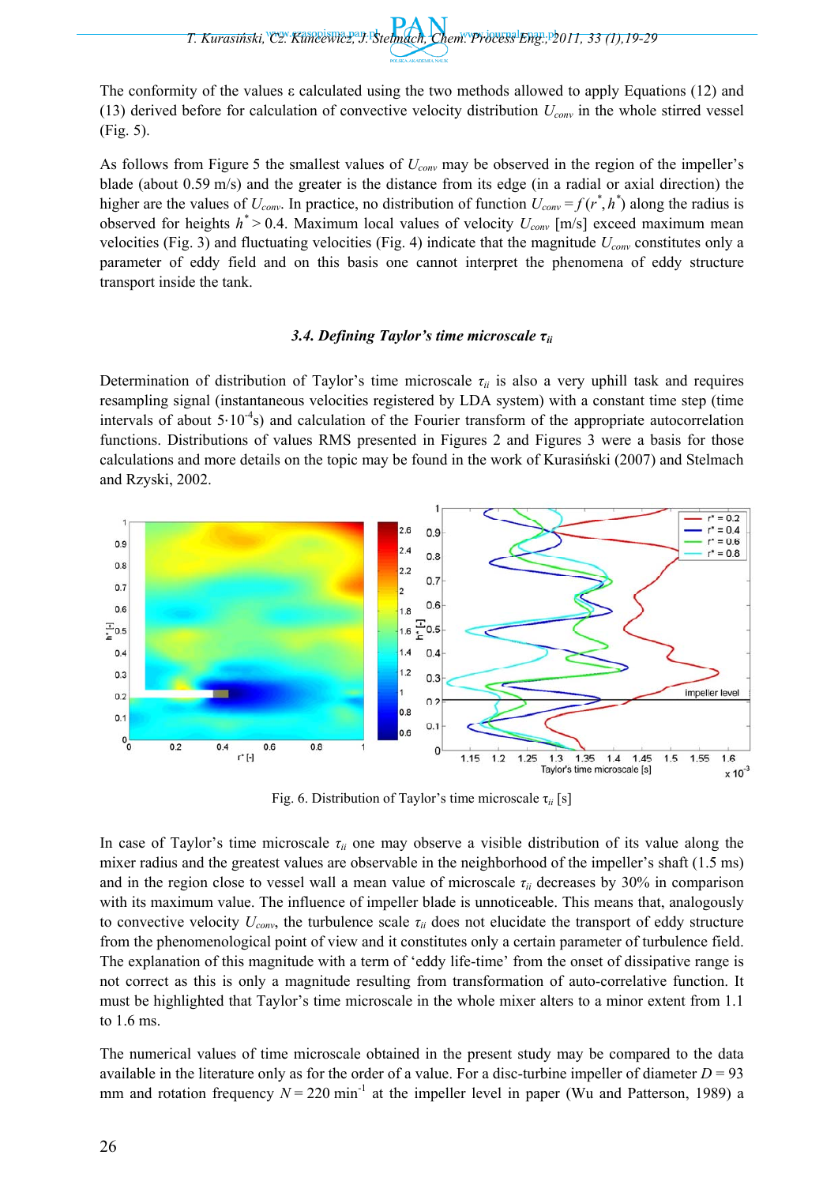The conformity of the values ε calculated using the two methods allowed to apply Equations (12) and (13) derived before for calculation of convective velocity distribution $U_{conv}$ in the whole stirred vessel (Fig. 5).

As follows from Figure 5 the smallest values of $U_{conv}$ may be observed in the region of the impeller's blade (about 0.59 m/s) and the greater is the distance from its edge (in a radial or axial direction) the higher are the values of $U_{conv}$. In practice, no distribution of function $U_{conv} = f(r^*, h^*)$ along the radius is observed for heights $h^* > 0.4$. Maximum local values of velocity $U_{conv}$ [m/s] exceed maximum mean velocities (Fig. 3) and fluctuating velocities (Fig. 4) indicate that the magnitude $U_{conv}$ constitutes only a parameter of eddy field and on this basis one cannot interpret the phenomena of eddy structure transport inside the tank.

### 3.4. Defining Taylor's time microscale $\tau_{ii}$

Determination of distribution of Taylor's time microscale $\tau_{ii}$ is also a very uphill task and requires resampling signal (instantaneous velocities registered by LDA system) with a constant time step (time intervals of about $5 \cdot 10^{-4}$s) and calculation of the Fourier transform of the appropriate autocorrelation functions. Distributions of values RMS presented in Figures 2 and Figures 3 were a basis for those calculations and more details on the topic may be found in the work of Kurasiński (2007) and Stelmach and Rzyski, 2002.

Fig. 6. Distribution of Taylor's time microscale $\tau_{ii}$ [s]

In case of Taylor's time microscale $\tau_{ii}$ one may observe a visible distribution of its value along the mixer radius and the greatest values are observable in the neighborhood of the impeller's shaft (1.5 ms) and in the region close to vessel wall a mean value of microscale $\tau_{ii}$ decreases by 30% in comparison with its maximum value. The influence of impeller blade is unnoticeable. This means that, analogously to convective velocity $U_{conv}$, the turbulence scale $\tau_{ii}$ does not elucidate the transport of eddy structure from the phenomenological point of view and it constitutes only a certain parameter of turbulence field. The explanation of this magnitude with a term of 'eddy life-time' from the onset of dissipative range is not correct as this is only a magnitude resulting from transformation of auto-correlative function. It must be highlighted that Taylor's time microscale in the whole mixer alters to a minor extent from 1.1 to 1.6 ms.

The numerical values of time microscale obtained in the present study may be compared to the data available in the literature only as for the order of a value. For a disc-turbine impeller of diameter $D = 93$ mm and rotation frequency $N = 220$ min$^{-1}$ at the impeller level in paper (Wu and Patterson, 1989) a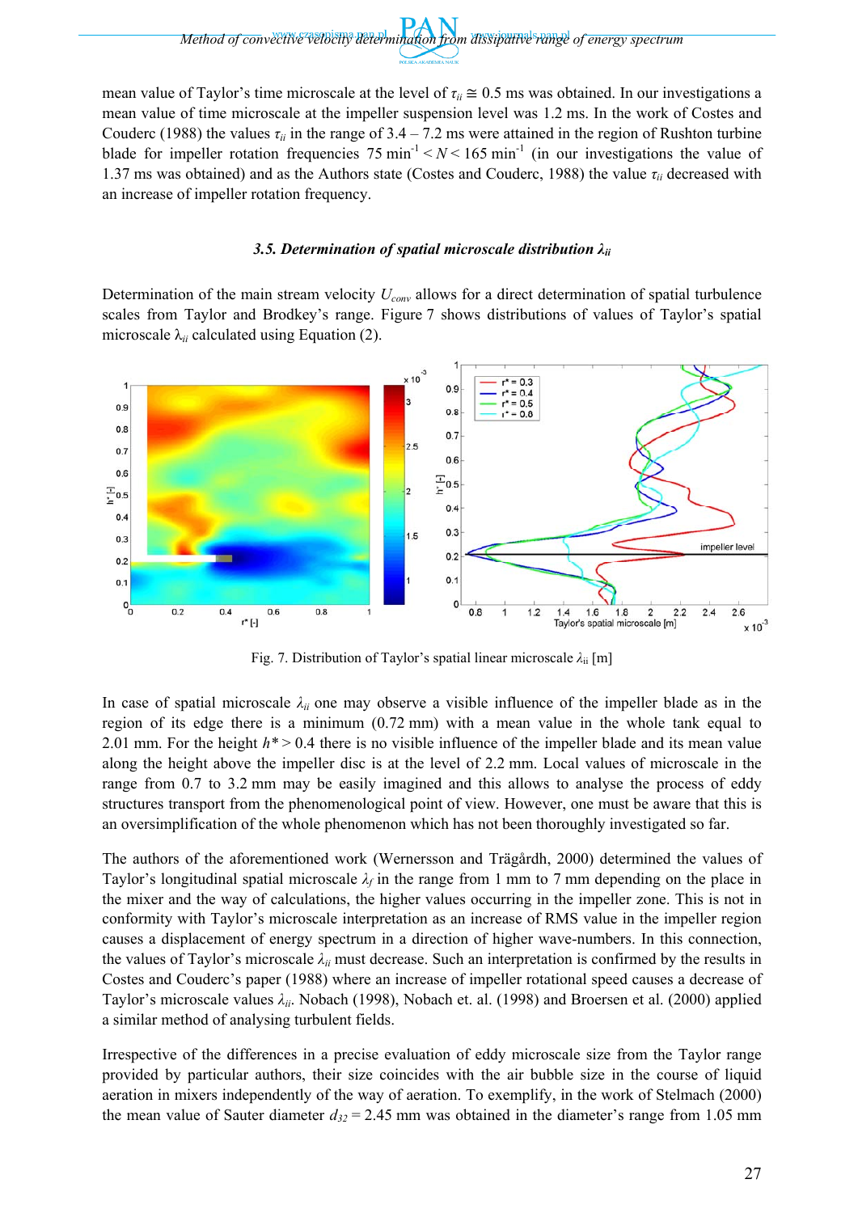mean value of Taylor's time microscale at the level of $\tau_{ii} \cong 0.5$ ms was obtained. In our investigations a mean value of time microscale at the impeller suspension level was 1.2 ms. In the work of Costes and Couderc (1988) the values $\tau_{ii}$ in the range of 3.4 – 7.2 ms were attained in the region of Rushton turbine blade for impeller rotation frequencies 75 min$^{-1}$ < $N$ < 165 min$^{-1}$ (in our investigations the value of 1.37 ms was obtained) and as the Authors state (Costes and Couderc, 1988) the value $\tau_{ii}$ decreased with an increase of impeller rotation frequency.

### *3.5. Determination of spatial microscale distribution $\lambda_{ii}$*

Determination of the main stream velocity $U_{conv}$ allows for a direct determination of spatial turbulence scales from Taylor and Brodkey's range. Figure 7 shows distributions of values of Taylor's spatial microscale $\lambda_{ii}$ calculated using Equation (2).

Fig. 7. Distribution of Taylor's spatial linear microscale $\lambda_{ii}$ [m]

In case of spatial microscale $\lambda_{ii}$ one may observe a visible influence of the impeller blade as in the region of its edge there is a minimum (0.72 mm) with a mean value in the whole tank equal to 2.01 mm. For the height $h^* > 0.4$ there is no visible influence of the impeller blade and its mean value along the height above the impeller disc is at the level of 2.2 mm. Local values of microscale in the range from 0.7 to 3.2 mm may be easily imagined and this allows to analyse the process of eddy structures transport from the phenomenological point of view. However, one must be aware that this is an oversimplification of the whole phenomenon which has not been thoroughly investigated so far.

The authors of the aforementioned work (Wernersson and Trägårdh, 2000) determined the values of Taylor's longitudinal spatial microscale $\lambda_f$ in the range from 1 mm to 7 mm depending on the place in the mixer and the way of calculations, the higher values occurring in the impeller zone. This is not in conformity with Taylor's microscale interpretation as an increase of RMS value in the impeller region causes a displacement of energy spectrum in a direction of higher wave-numbers. In this connection, the values of Taylor's microscale $\lambda_{ii}$ must decrease. Such an interpretation is confirmed by the results in Costes and Couderc's paper (1988) where an increase of impeller rotational speed causes a decrease of Taylor's microscale values $\lambda_{ii}$. Nobach (1998), Nobach et. al. (1998) and Broersen et al. (2000) applied a similar method of analysing turbulent fields.

Irrespective of the differences in a precise evaluation of eddy microscale size from the Taylor range provided by particular authors, their size coincides with the air bubble size in the course of liquid aeration in mixers independently of the way of aeration. To exemplify, in the work of Stelmach (2000) the mean value of Sauter diameter $d_{32}$ = 2.45 mm was obtained in the diameter's range from 1.05 mm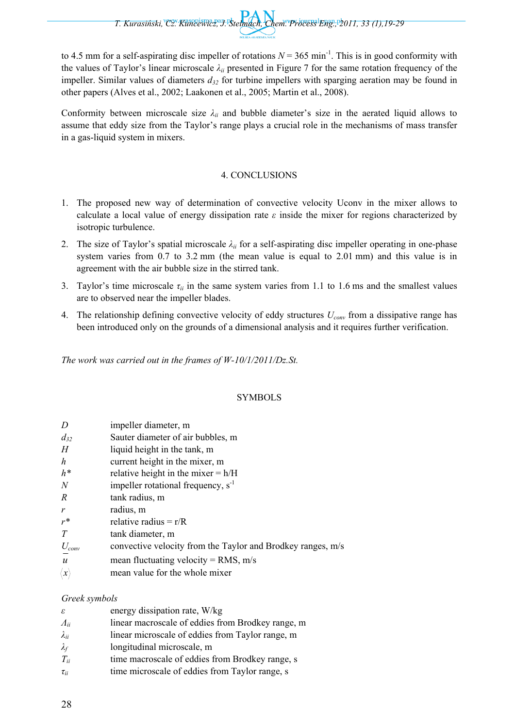to 4.5 mm for a self-aspirating disc impeller of rotations $N = 365$ min$^{-1}$. This is in good conformity with the values of Taylor's linear microscale $\lambda_{ii}$ presented in Figure 7 for the same rotation frequency of the impeller. Similar values of diameters $d_{32}$ for turbine impellers with sparging aeration may be found in other papers (Alves et al., 2002; Laakonen et al., 2005; Martin et al., 2008).

Conformity between microscale size $\lambda_{ii}$ and bubble diameter's size in the aerated liquid allows to assume that eddy size from the Taylor's range plays a crucial role in the mechanisms of mass transfer in a gas-liquid system in mixers.

## 4. CONCLUSIONS

1. The proposed new way of determination of convective velocity Uconv in the mixer allows to calculate a local value of energy dissipation rate $\varepsilon$ inside the mixer for regions characterized by isotropic turbulence.
2. The size of Taylor's spatial microscale $\lambda_{ii}$ for a self-aspirating disc impeller operating in one-phase system varies from 0.7 to 3.2 mm (the mean value is equal to 2.01 mm) and this value is in agreement with the air bubble size in the stirred tank.
3. Taylor's time microscale $\tau_{ii}$ in the same system varies from 1.1 to 1.6 ms and the smallest values are to observed near the impeller blades.
4. The relationship defining convective velocity of eddy structures $U_{conv}$ from a dissipative range has been introduced only on the grounds of a dimensional analysis and it requires further verification.

*The work was carried out in the frames of W-10/1/2011/Dz.St.*

## SYMBOLS

| | |
|---|---|
| $D$ | impeller diameter, m |
| $d_{32}$ | Sauter diameter of air bubbles, m |
| $H$ | liquid height in the tank, m |
| $h$ | current height in the mixer, m |
| $h^*$ | relative height in the mixer = h/H |
| $N$ | impeller rotational frequency, s$^{-1}$ |
| $R$ | tank radius, m |
| $r$ | radius, m |
| $r^*$ | relative radius = r/R |
| $T$ | tank diameter, m |
| $U_{conv}$ | convective velocity from the Taylor and Brodkey ranges, m/s |
| $\overline{u}$ | mean fluctuating velocity = RMS, m/s |
| $\langle x \rangle$ | mean value for the whole mixer |

*Greek symbols*

| | |
|---|---|
| $\varepsilon$ | energy dissipation rate, W/kg |
| $\Lambda_{ii}$ | linear macroscale of eddies from Brodkey range, m |
| $\lambda_{ii}$ | linear microscale of eddies from Taylor range, m |
| $\lambda_f$ | longitudinal microscale, m |
| $T_{ii}$ | time macroscale of eddies from Brodkey range, s |
| $\tau_{ii}$ | time microscale of eddies from Taylor range, s |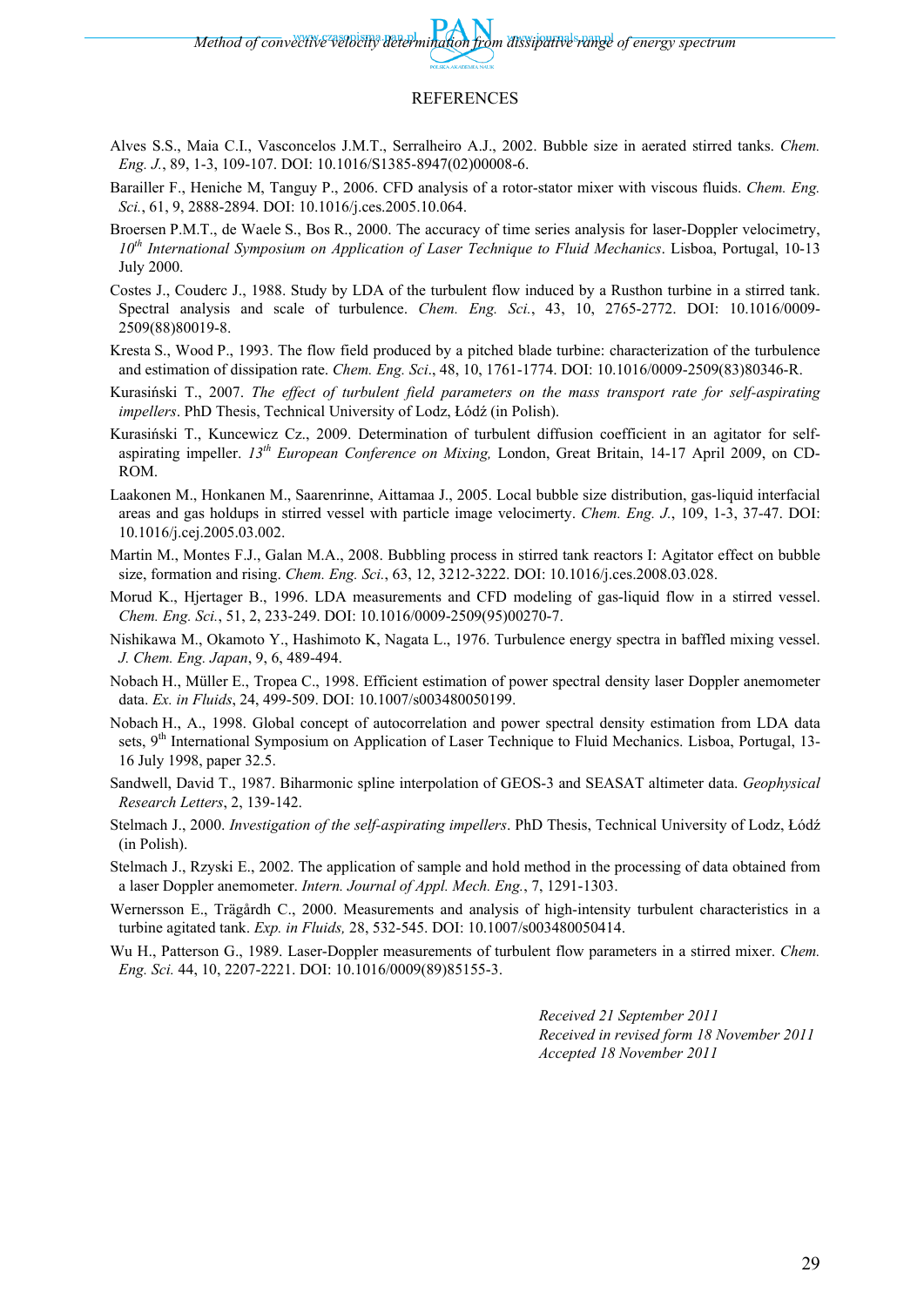## REFERENCES

Alves S.S., Maia C.I., Vasconcelos J.M.T., Serralheiro A.J., 2002. Bubble size in aerated stirred tanks. *Chem. Eng. J.*, 89, 1-3, 109-107. DOI: 10.1016/S1385-8947(02)00008-6.

Barailler F., Heniche M, Tanguy P., 2006. CFD analysis of a rotor-stator mixer with viscous fluids. *Chem. Eng. Sci.*, 61, 9, 2888-2894. DOI: 10.1016/j.ces.2005.10.064.

Broersen P.M.T., de Waele S., Bos R., 2000. The accuracy of time series analysis for laser-Doppler velocimetry, *10th International Symposium on Application of Laser Technique to Fluid Mechanics*. Lisboa, Portugal, 10-13 July 2000.

Costes J., Couderc J., 1988. Study by LDA of the turbulent flow induced by a Rusthon turbine in a stirred tank. Spectral analysis and scale of turbulence. *Chem. Eng. Sci.*, 43, 10, 2765-2772. DOI: 10.1016/0009-2509(88)80019-8.

Kresta S., Wood P., 1993. The flow field produced by a pitched blade turbine: characterization of the turbulence and estimation of dissipation rate. *Chem. Eng. Sci*., 48, 10, 1761-1774. DOI: 10.1016/0009-2509(83)80346-R.

Kurasiński T., 2007. *The effect of turbulent field parameters on the mass transport rate for self-aspirating impellers*. PhD Thesis, Technical University of Lodz, Łódź (in Polish).

Kurasiński T., Kuncewicz Cz., 2009. Determination of turbulent diffusion coefficient in an agitator for self-aspirating impeller. *13th European Conference on Mixing,* London, Great Britain, 14-17 April 2009, on CD-ROM.

Laakonen M., Honkanen M., Saarenrinne, Aittamaa J., 2005. Local bubble size distribution, gas-liquid interfacial areas and gas holdups in stirred vessel with particle image velocimerty. *Chem. Eng. J.*, 109, 1-3, 37-47. DOI: 10.1016/j.cej.2005.03.002.

Martin M., Montes F.J., Galan M.A., 2008. Bubbling process in stirred tank reactors I: Agitator effect on bubble size, formation and rising. *Chem. Eng. Sci.*, 63, 12, 3212-3222. DOI: 10.1016/j.ces.2008.03.028.

Morud K., Hjertager B., 1996. LDA measurements and CFD modeling of gas-liquid flow in a stirred vessel. *Chem. Eng. Sci.*, 51, 2, 233-249. DOI: 10.1016/0009-2509(95)00270-7.

Nishikawa M., Okamoto Y., Hashimoto K, Nagata L., 1976. Turbulence energy spectra in baffled mixing vessel. *J. Chem. Eng. Japan*, 9, 6, 489-494.

Nobach H., Müller E., Tropea C., 1998. Efficient estimation of power spectral density laser Doppler anemometer data. *Ex. in Fluids*, 24, 499-509. DOI: 10.1007/s003480050199.

Nobach H., A., 1998. Global concept of autocorrelation and power spectral density estimation from LDA data sets, 9th International Symposium on Application of Laser Technique to Fluid Mechanics. Lisboa, Portugal, 13-16 July 1998, paper 32.5.

Sandwell, David T., 1987. Biharmonic spline interpolation of GEOS-3 and SEASAT altimeter data. *Geophysical Research Letters*, 2, 139-142.

Stelmach J., 2000. *Investigation of the self-aspirating impellers*. PhD Thesis, Technical University of Lodz, Łódź (in Polish).

Stelmach J., Rzyski E., 2002. The application of sample and hold method in the processing of data obtained from a laser Doppler anemometer. *Intern. Journal of Appl. Mech. Eng.*, 7, 1291-1303.

Wernersson E., Trägårdh C., 2000. Measurements and analysis of high-intensity turbulent characteristics in a turbine agitated tank. *Exp. in Fluids,* 28, 532-545. DOI: 10.1007/s003480050414.

Wu H., Patterson G., 1989. Laser-Doppler measurements of turbulent flow parameters in a stirred mixer. *Chem. Eng. Sci.* 44, 10, 2207-2221. DOI: 10.1016/0009(89)85155-3.

*Received 21 September 2011*
*Received in revised form 18 November 2011*
*Accepted 18 November 2011*